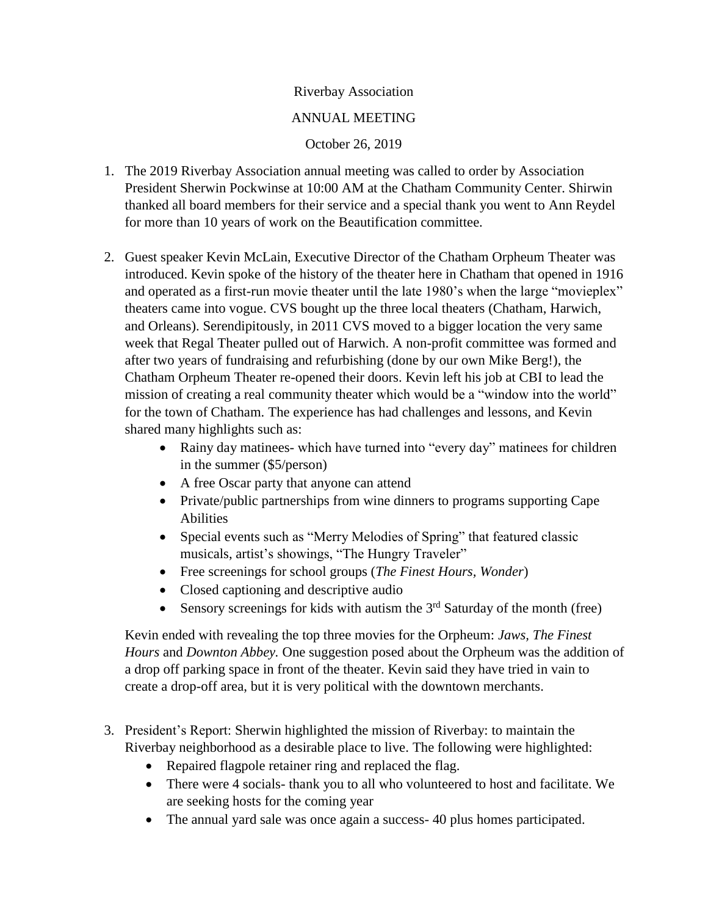Riverbay Association

ANNUAL MEETING

October 26, 2019

1. The 2019 Riverbay Association annual meeting was called to order by Association President Sherwin Pockwinse at 10:00 AM at the Chatham Community Center. Shirwin thanked all board members for their service and a special thank you went to Ann Reydel for more than 10 years of work on the Beautification committee.

2. Guest speaker Kevin McLain, Executive Director of the Chatham Orpheum Theater was introduced. Kevin spoke of the history of the theater here in Chatham that opened in 1916 and operated as a first-run movie theater until the late 1980's when the large "movieplex" theaters came into vogue. CVS bought up the three local theaters (Chatham, Harwich, and Orleans). Serendipitously, in 2011 CVS moved to a bigger location the very same week that Regal Theater pulled out of Harwich. A non-profit committee was formed and after two years of fundraising and refurbishing (done by our own Mike Berg!), the Chatham Orpheum Theater re-opened their doors. Kevin left his job at CBI to lead the mission of creating a real community theater which would be a "window into the world" for the town of Chatham. The experience has had challenges and lessons, and Kevin shared many highlights such as:
   - Rainy day matinees- which have turned into "every day" matinees for children in the summer ($5/person)
   - A free Oscar party that anyone can attend
   - Private/public partnerships from wine dinners to programs supporting Cape Abilities
   - Special events such as "Merry Melodies of Spring" that featured classic musicals, artist's showings, "The Hungry Traveler"
   - Free screenings for school groups (*The Finest Hours, Wonder*)
   - Closed captioning and descriptive audio
   - Sensory screenings for kids with autism the 3rd Saturday of the month (free)

   Kevin ended with revealing the top three movies for the Orpheum: *Jaws, The Finest Hours* and *Downton Abbey.* One suggestion posed about the Orpheum was the addition of a drop off parking space in front of the theater. Kevin said they have tried in vain to create a drop-off area, but it is very political with the downtown merchants.

3. President's Report: Sherwin highlighted the mission of Riverbay: to maintain the Riverbay neighborhood as a desirable place to live. The following were highlighted:
   - Repaired flagpole retainer ring and replaced the flag.
   - There were 4 socials- thank you to all who volunteered to host and facilitate. We are seeking hosts for the coming year
   - The annual yard sale was once again a success- 40 plus homes participated.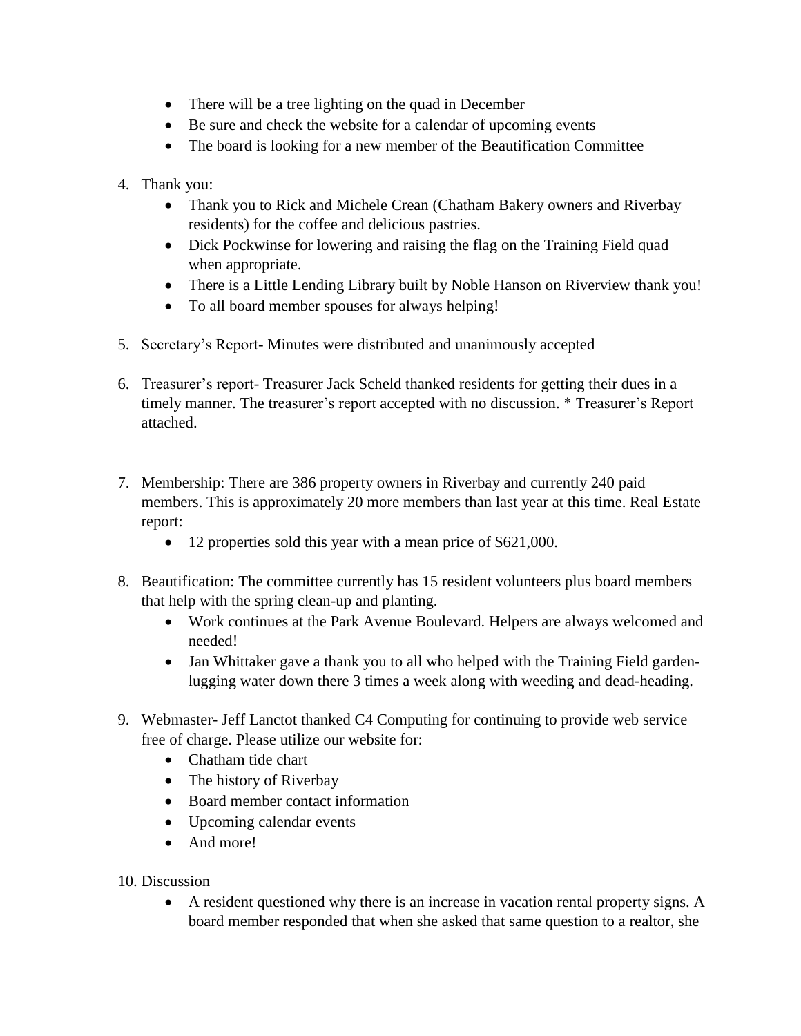- There will be a tree lighting on the quad in December
- Be sure and check the website for a calendar of upcoming events
- The board is looking for a new member of the Beautification Committee

4. Thank you:
   - Thank you to Rick and Michele Crean (Chatham Bakery owners and Riverbay residents) for the coffee and delicious pastries.
   - Dick Pockwinse for lowering and raising the flag on the Training Field quad when appropriate.
   - There is a Little Lending Library built by Noble Hanson on Riverview thank you!
   - To all board member spouses for always helping!

5. Secretary's Report- Minutes were distributed and unanimously accepted

6. Treasurer's report- Treasurer Jack Scheld thanked residents for getting their dues in a timely manner. The treasurer's report accepted with no discussion. * Treasurer's Report attached.

7. Membership: There are 386 property owners in Riverbay and currently 240 paid members. This is approximately 20 more members than last year at this time. Real Estate report:
   - 12 properties sold this year with a mean price of $621,000.

8. Beautification: The committee currently has 15 resident volunteers plus board members that help with the spring clean-up and planting.
   - Work continues at the Park Avenue Boulevard. Helpers are always welcomed and needed!
   - Jan Whittaker gave a thank you to all who helped with the Training Field garden- lugging water down there 3 times a week along with weeding and dead-heading.

9. Webmaster- Jeff Lanctot thanked C4 Computing for continuing to provide web service free of charge. Please utilize our website for:
   - Chatham tide chart
   - The history of Riverbay
   - Board member contact information
   - Upcoming calendar events
   - And more!

10. Discussion
    - A resident questioned why there is an increase in vacation rental property signs. A board member responded that when she asked that same question to a realtor, she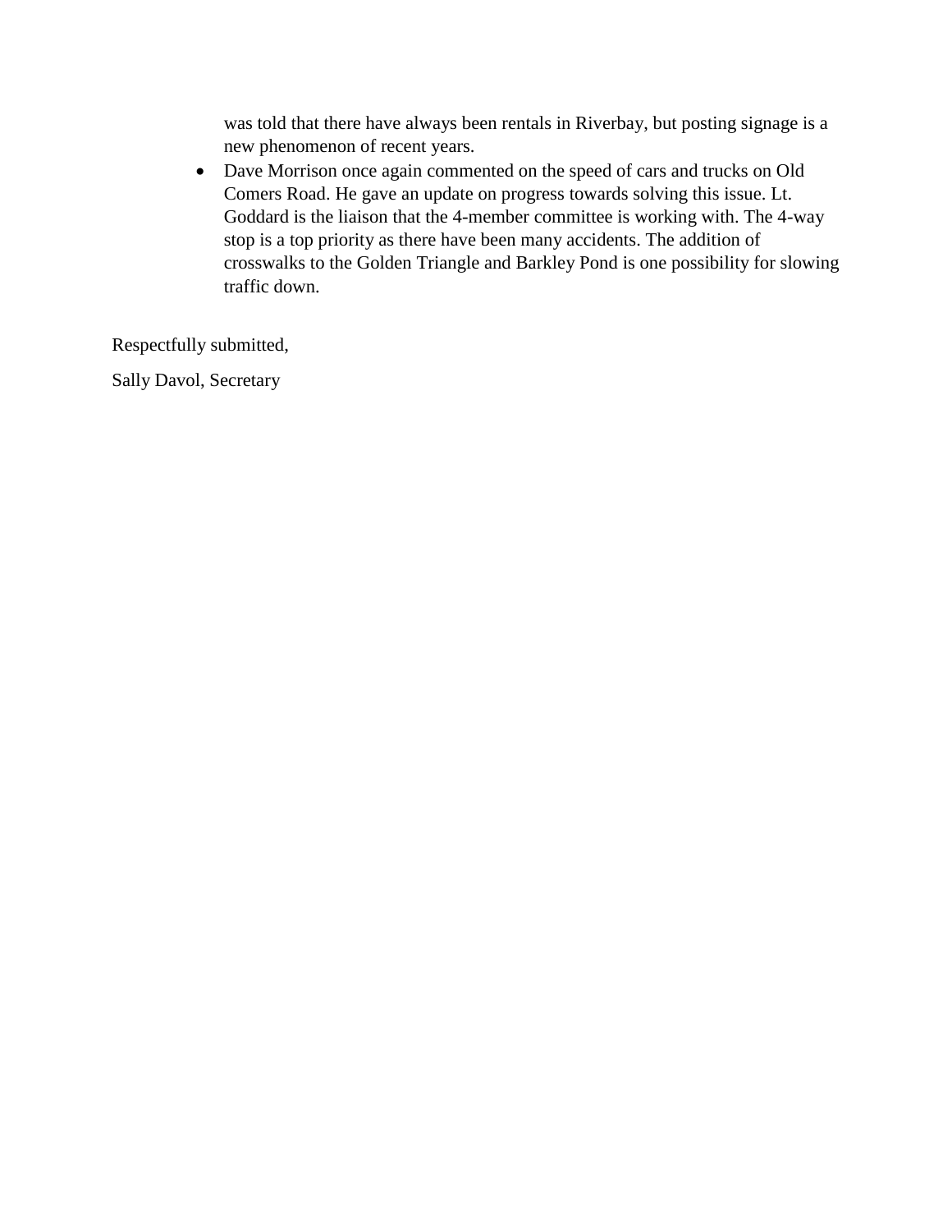was told that there have always been rentals in Riverbay, but posting signage is a new phenomenon of recent years.

- Dave Morrison once again commented on the speed of cars and trucks on Old Comers Road. He gave an update on progress towards solving this issue. Lt. Goddard is the liaison that the 4-member committee is working with. The 4-way stop is a top priority as there have been many accidents. The addition of crosswalks to the Golden Triangle and Barkley Pond is one possibility for slowing traffic down.

Respectfully submitted,

Sally Davol, Secretary